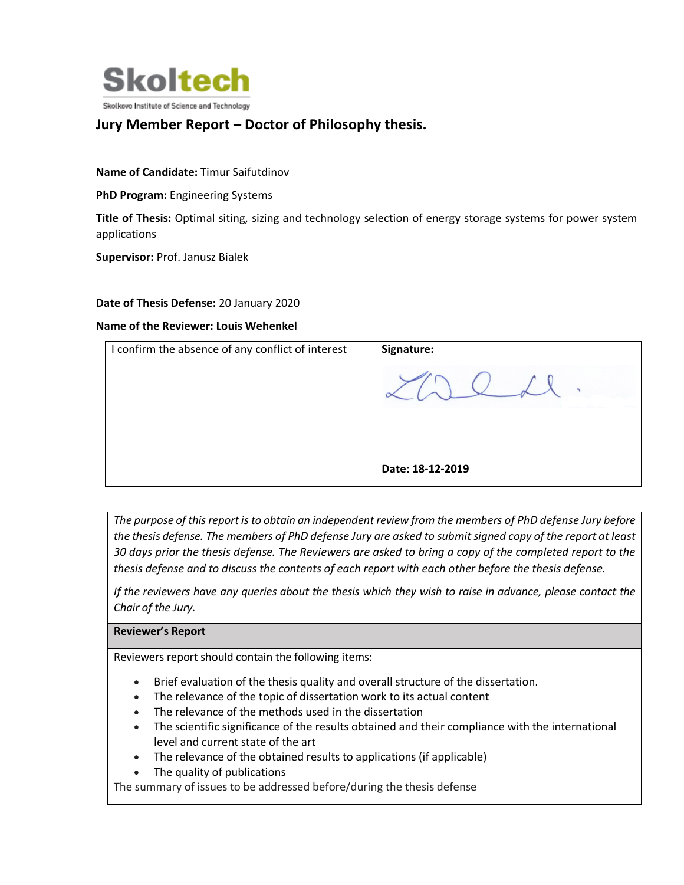Skoltech

Skolkovo Institute of Science and Technology

## Jury Member Report – Doctor of Philosophy thesis.

**Name of Candidate:** Timur Saifutdinov

**PhD Program:** Engineering Systems

**Title of Thesis:** Optimal siting, sizing and technology selection of energy storage systems for power system applications

**Supervisor:** Prof. Janusz Bialek

**Date of Thesis Defense:** 20 January 2020

**Name of the Reviewer: Louis Wehenkel**

| I confirm the absence of any conflict of interest | **Signature:** |
| --- | --- |
| | **Date: 18-12-2019** |

*The purpose of this report is to obtain an independent review from the members of PhD defense Jury before the thesis defense. The members of PhD defense Jury are asked to submit signed copy of the report at least 30 days prior the thesis defense. The Reviewers are asked to bring a copy of the completed report to the thesis defense and to discuss the contents of each report with each other before the thesis defense.*

*If the reviewers have any queries about the thesis which they wish to raise in advance, please contact the Chair of the Jury.*

**Reviewer's Report**

Reviewers report should contain the following items:

- Brief evaluation of the thesis quality and overall structure of the dissertation.
- The relevance of the topic of dissertation work to its actual content
- The relevance of the methods used in the dissertation
- The scientific significance of the results obtained and their compliance with the international level and current state of the art
- The relevance of the obtained results to applications (if applicable)
- The quality of publications

The summary of issues to be addressed before/during the thesis defense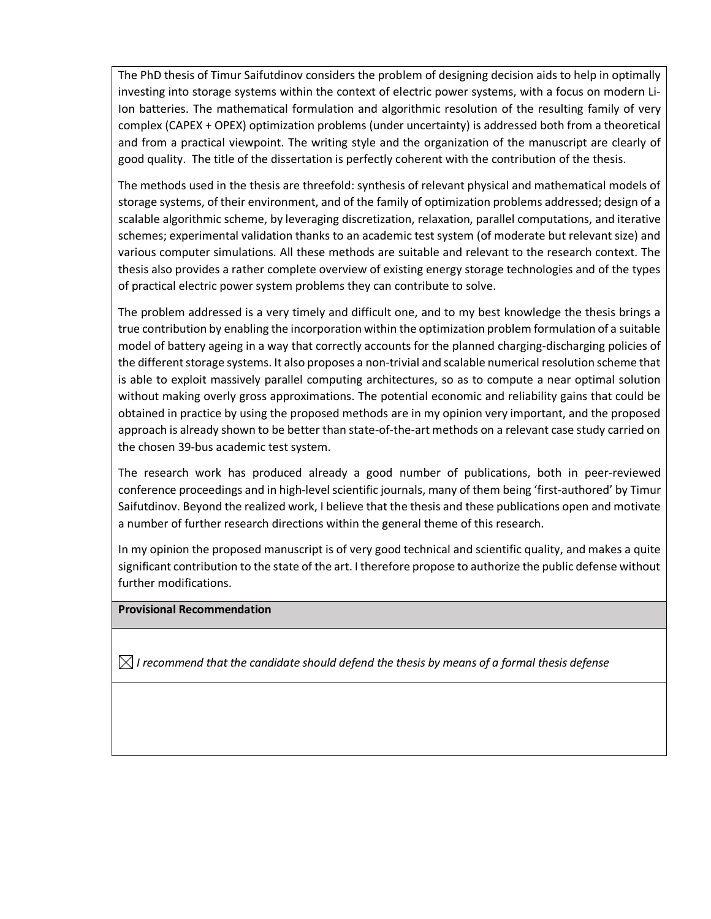The PhD thesis of Timur Saifutdinov considers the problem of designing decision aids to help in optimally investing into storage systems within the context of electric power systems, with a focus on modern Li-Ion batteries. The mathematical formulation and algorithmic resolution of the resulting family of very complex (CAPEX + OPEX) optimization problems (under uncertainty) is addressed both from a theoretical and from a practical viewpoint. The writing style and the organization of the manuscript are clearly of good quality. The title of the dissertation is perfectly coherent with the contribution of the thesis.

The methods used in the thesis are threefold: synthesis of relevant physical and mathematical models of storage systems, of their environment, and of the family of optimization problems addressed; design of a scalable algorithmic scheme, by leveraging discretization, relaxation, parallel computations, and iterative schemes; experimental validation thanks to an academic test system (of moderate but relevant size) and various computer simulations. All these methods are suitable and relevant to the research context. The thesis also provides a rather complete overview of existing energy storage technologies and of the types of practical electric power system problems they can contribute to solve.

The problem addressed is a very timely and difficult one, and to my best knowledge the thesis brings a true contribution by enabling the incorporation within the optimization problem formulation of a suitable model of battery ageing in a way that correctly accounts for the planned charging-discharging policies of the different storage systems. It also proposes a non-trivial and scalable numerical resolution scheme that is able to exploit massively parallel computing architectures, so as to compute a near optimal solution without making overly gross approximations. The potential economic and reliability gains that could be obtained in practice by using the proposed methods are in my opinion very important, and the proposed approach is already shown to be better than state-of-the-art methods on a relevant case study carried on the chosen 39-bus academic test system.

The research work has produced already a good number of publications, both in peer-reviewed conference proceedings and in high-level scientific journals, many of them being 'first-authored' by Timur Saifutdinov. Beyond the realized work, I believe that the thesis and these publications open and motivate a number of further research directions within the general theme of this research.

In my opinion the proposed manuscript is of very good technical and scientific quality, and makes a quite significant contribution to the state of the art. I therefore propose to authorize the public defense without further modifications.

**Provisional Recommendation**

☒ *I recommend that the candidate should defend the thesis by means of a formal thesis defense*